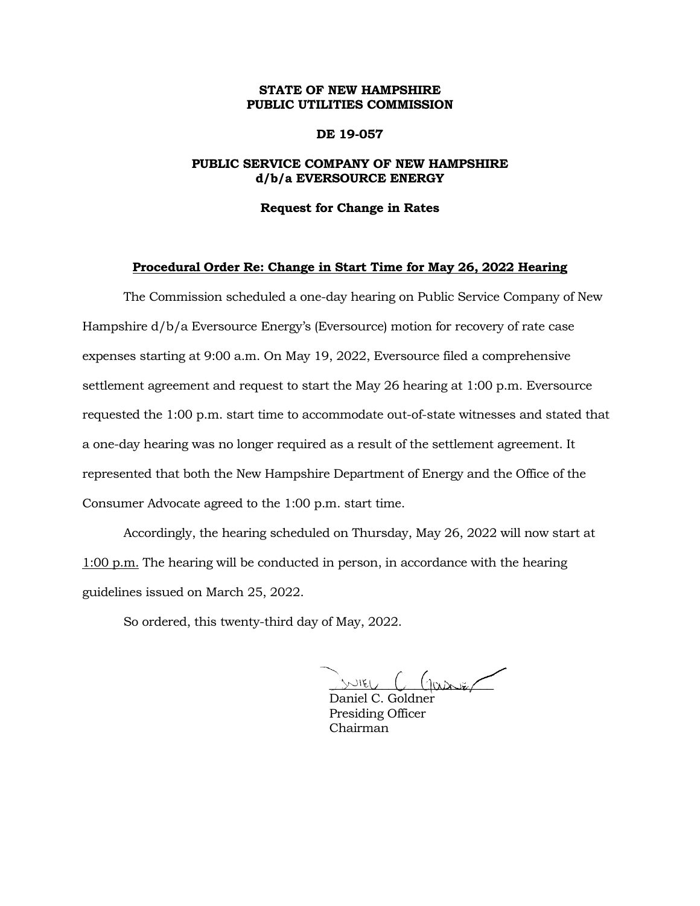**STATE OF NEW HAMPSHIRE**
**PUBLIC UTILITIES COMMISSION**

**DE 19-057**

**PUBLIC SERVICE COMPANY OF NEW HAMPSHIRE**
**d/b/a EVERSOURCE ENERGY**

**Request for Change in Rates**

**<u>Procedural Order Re: Change in Start Time for May 26, 2022 Hearing</u>**

The Commission scheduled a one-day hearing on Public Service Company of New Hampshire d/b/a Eversource Energy's (Eversource) motion for recovery of rate case expenses starting at 9:00 a.m. On May 19, 2022, Eversource filed a comprehensive settlement agreement and request to start the May 26 hearing at 1:00 p.m. Eversource requested the 1:00 p.m. start time to accommodate out-of-state witnesses and stated that a one-day hearing was no longer required as a result of the settlement agreement. It represented that both the New Hampshire Department of Energy and the Office of the Consumer Advocate agreed to the 1:00 p.m. start time.

Accordingly, the hearing scheduled on Thursday, May 26, 2022 will now start at <u>1:00 p.m.</u> The hearing will be conducted in person, in accordance with the hearing guidelines issued on March 25, 2022.

So ordered, this twenty-third day of May, 2022.

Daniel C. Goldner
Presiding Officer
Chairman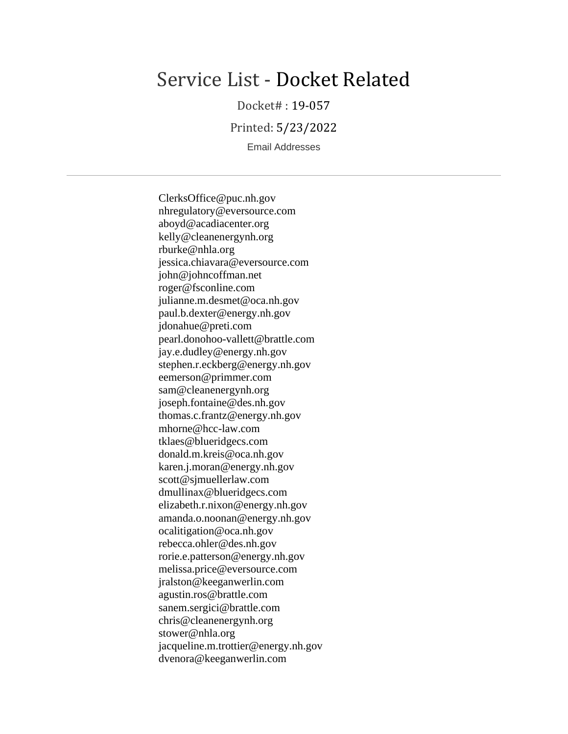# Service List - Docket Related

Docket# : 19-057

Printed: 5/23/2022

Email Addresses

---

ClerksOffice@puc.nh.gov
nhregulatory@eversource.com
aboyd@acadiacenter.org
kelly@cleanenergynh.org
rburke@nhla.org
jessica.chiavara@eversource.com
john@johncoffman.net
roger@fsconline.com
julianne.m.desmet@oca.nh.gov
paul.b.dexter@energy.nh.gov
jdonahue@preti.com
pearl.donohoo-vallett@brattle.com
jay.e.dudley@energy.nh.gov
stephen.r.eckberg@energy.nh.gov
eemerson@primmer.com
sam@cleanenergynh.org
joseph.fontaine@des.nh.gov
thomas.c.frantz@energy.nh.gov
mhorne@hcc-law.com
tklaes@blueridgecs.com
donald.m.kreis@oca.nh.gov
karen.j.moran@energy.nh.gov
scott@sjmuellerlaw.com
dmullinax@blueridgecs.com
elizabeth.r.nixon@energy.nh.gov
amanda.o.noonan@energy.nh.gov
ocalitigation@oca.nh.gov
rebecca.ohler@des.nh.gov
rorie.e.patterson@energy.nh.gov
melissa.price@eversource.com
jralston@keeganwerlin.com
agustin.ros@brattle.com
sanem.sergici@brattle.com
chris@cleanenergynh.org
stower@nhla.org
jacqueline.m.trottier@energy.nh.gov
dvenora@keeganwerlin.com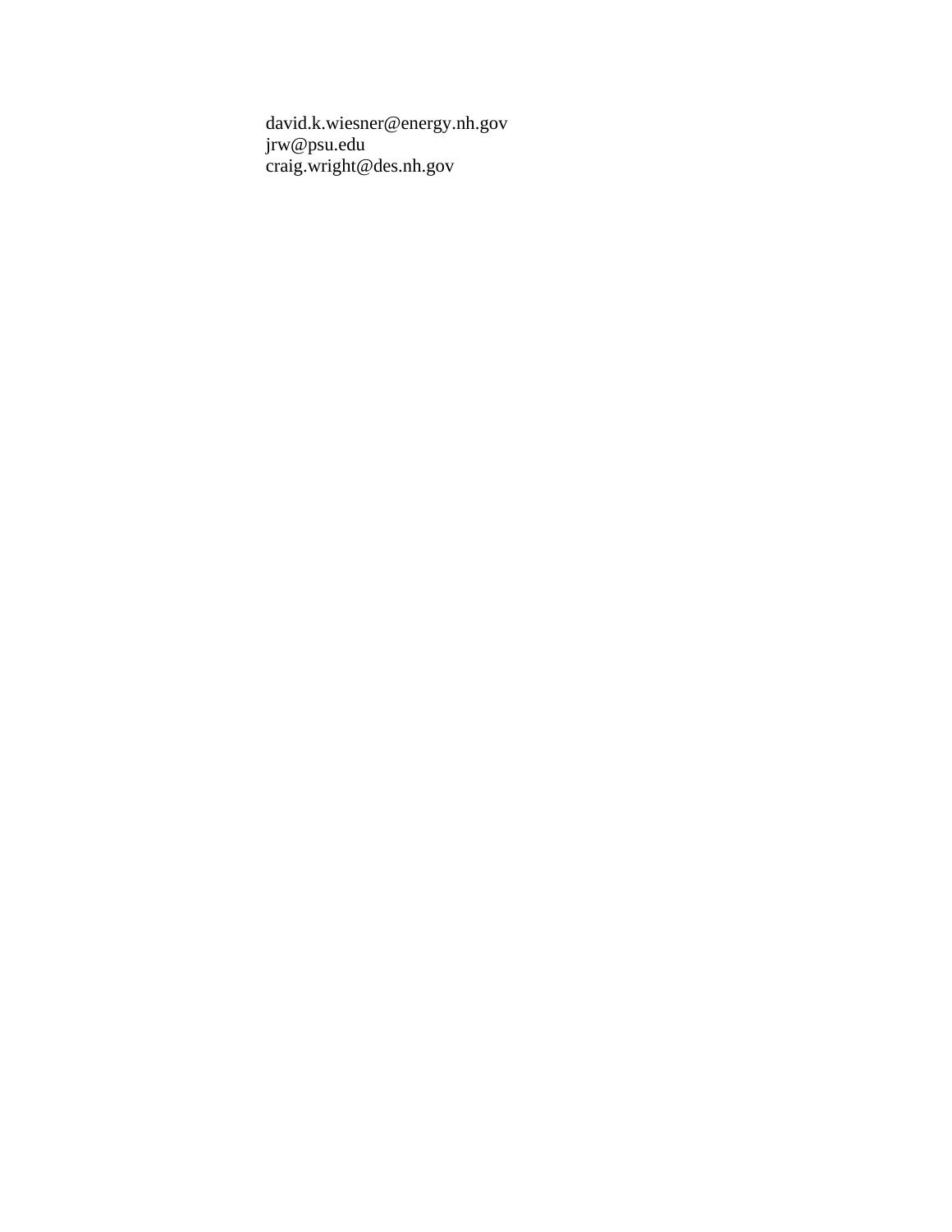david.k.wiesner@energy.nh.gov
jrw@psu.edu
craig.wright@des.nh.gov